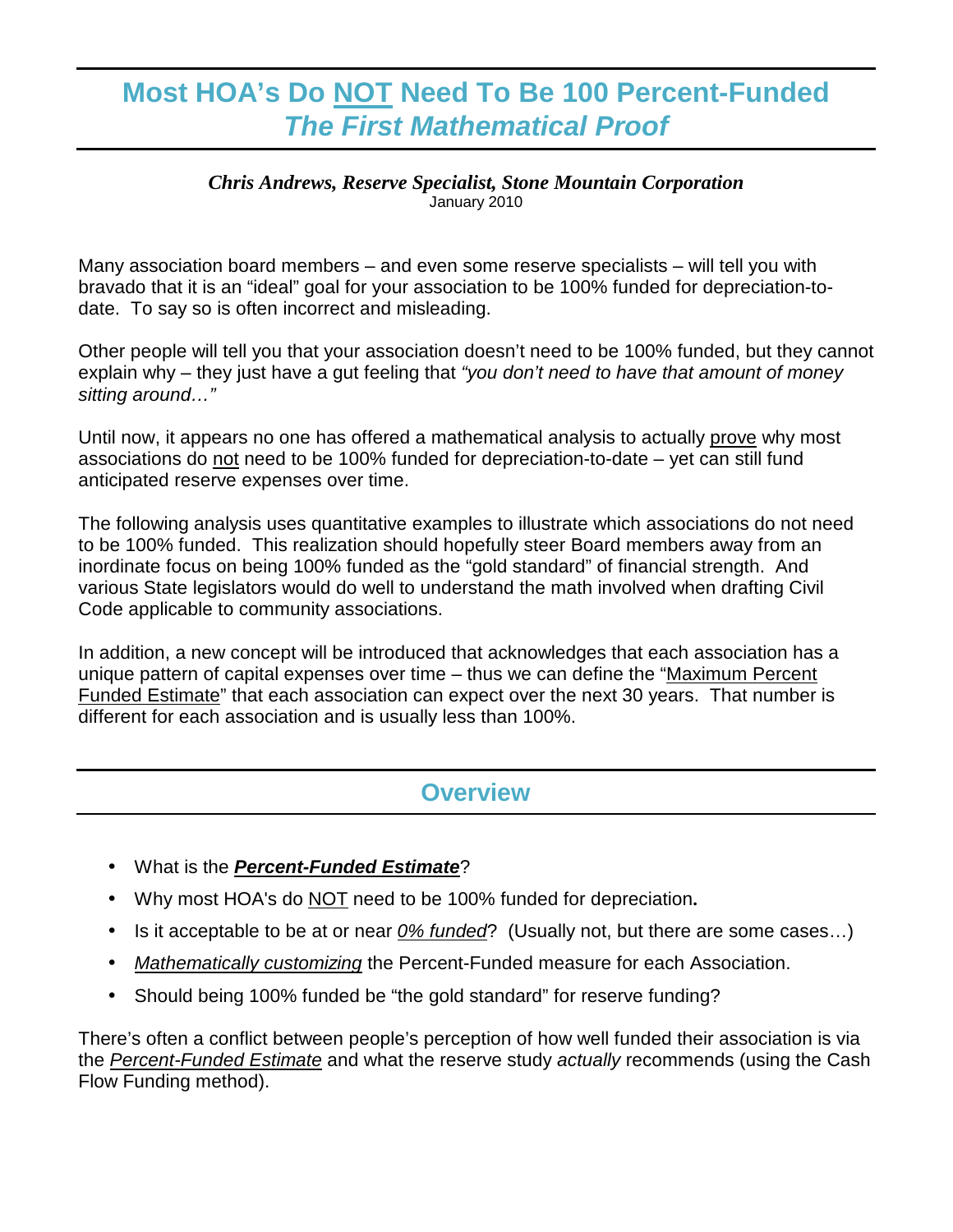# Most HOA's Do <u>NOT</u> Need To Be 100 Percent-Funded

## *The First Mathematical Proof*

***Chris Andrews, Reserve Specialist, Stone Mountain Corporation***
January 2010

Many association board members – and even some reserve specialists – will tell you with bravado that it is an "ideal" goal for your association to be 100% funded for depreciation-to-date. To say so is often incorrect and misleading.

Other people will tell you that your association doesn't need to be 100% funded, but they cannot explain why – they just have a gut feeling that *"you don't need to have that amount of money sitting around…"*

Until now, it appears no one has offered a mathematical analysis to actually <u>prove</u> why most associations do <u>not</u> need to be 100% funded for depreciation-to-date – yet can still fund anticipated reserve expenses over time.

The following analysis uses quantitative examples to illustrate which associations do not need to be 100% funded. This realization should hopefully steer Board members away from an inordinate focus on being 100% funded as the "gold standard" of financial strength. And various State legislators would do well to understand the math involved when drafting Civil Code applicable to community associations.

In addition, a new concept will be introduced that acknowledges that each association has a unique pattern of capital expenses over time – thus we can define the "<u>Maximum Percent Funded Estimate</u>" that each association can expect over the next 30 years. That number is different for each association and is usually less than 100%.

## Overview

- What is the ***<u>Percent-Funded Estimate</u>***?
- Why most HOA's do <u>NOT</u> need to be 100% funded for depreciation**.**
- Is it acceptable to be at or near *<u>0% funded</u>*? (Usually not, but there are some cases…)
- *<u>Mathematically customizing</u>* the Percent-Funded measure for each Association.
- Should being 100% funded be "the gold standard" for reserve funding?

There's often a conflict between people's perception of how well funded their association is via the *<u>Percent-Funded Estimate</u>* and what the reserve study *actually* recommends (using the Cash Flow Funding method).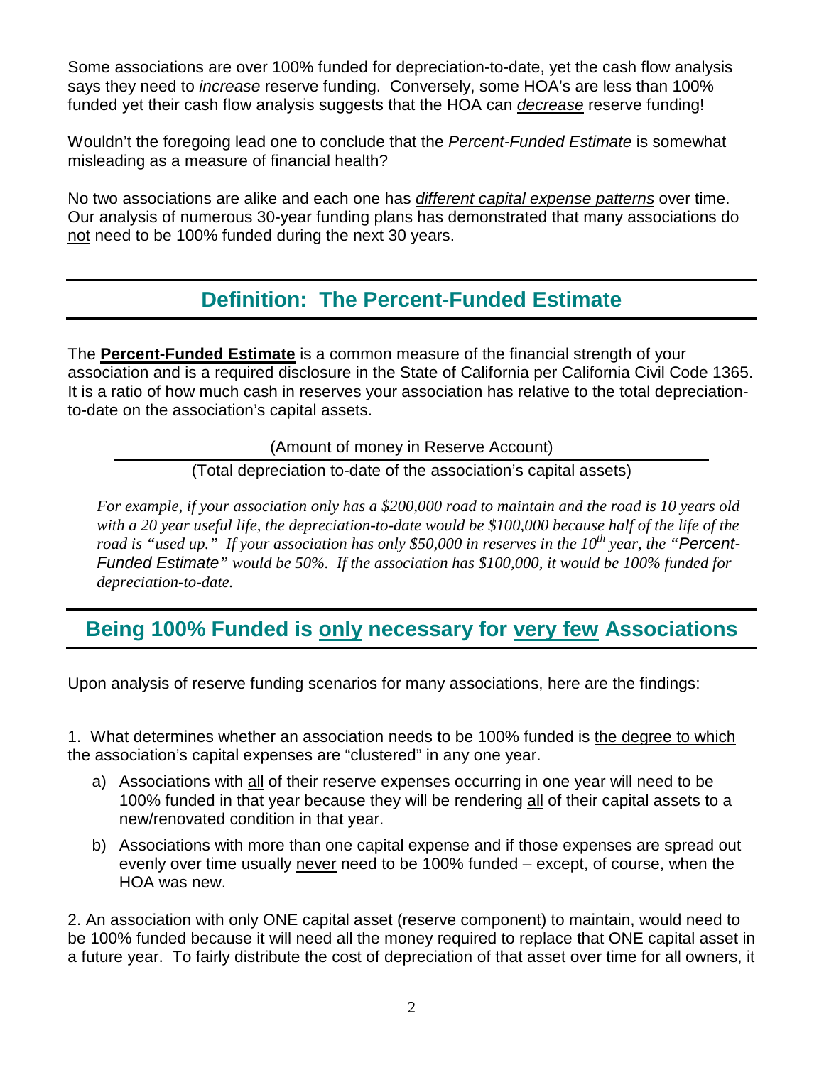Some associations are over 100% funded for depreciation-to-date, yet the cash flow analysis says they need to *increase* reserve funding. Conversely, some HOA's are less than 100% funded yet their cash flow analysis suggests that the HOA can *decrease* reserve funding!

Wouldn't the foregoing lead one to conclude that the *Percent-Funded Estimate* is somewhat misleading as a measure of financial health?

No two associations are alike and each one has *different capital expense patterns* over time. Our analysis of numerous 30-year funding plans has demonstrated that many associations do not need to be 100% funded during the next 30 years.

## Definition: The Percent-Funded Estimate

The **Percent-Funded Estimate** is a common measure of the financial strength of your association and is a required disclosure in the State of California per California Civil Code 1365. It is a ratio of how much cash in reserves your association has relative to the total depreciation-to-date on the association's capital assets.

$$\frac{\text{(Amount of money in Reserve Account)}}{\text{(Total depreciation to-date of the association's capital assets)}}$$

*For example, if your association only has a $200,000 road to maintain and the road is 10 years old with a 20 year useful life, the depreciation-to-date would be $100,000 because half of the life of the road is "used up." If your association has only $50,000 in reserves in the 10th year, the "Percent-Funded Estimate" would be 50%. If the association has $100,000, it would be 100% funded for depreciation-to-date.*

## Being 100% Funded is only necessary for very few Associations

Upon analysis of reserve funding scenarios for many associations, here are the findings:

1. What determines whether an association needs to be 100% funded is the degree to which the association's capital expenses are "clustered" in any one year.

   a) Associations with all of their reserve expenses occurring in one year will need to be 100% funded in that year because they will be rendering all of their capital assets to a new/renovated condition in that year.

   b) Associations with more than one capital expense and if those expenses are spread out evenly over time usually never need to be 100% funded – except, of course, when the HOA was new.

2. An association with only ONE capital asset (reserve component) to maintain, would need to be 100% funded because it will need all the money required to replace that ONE capital asset in a future year. To fairly distribute the cost of depreciation of that asset over time for all owners, it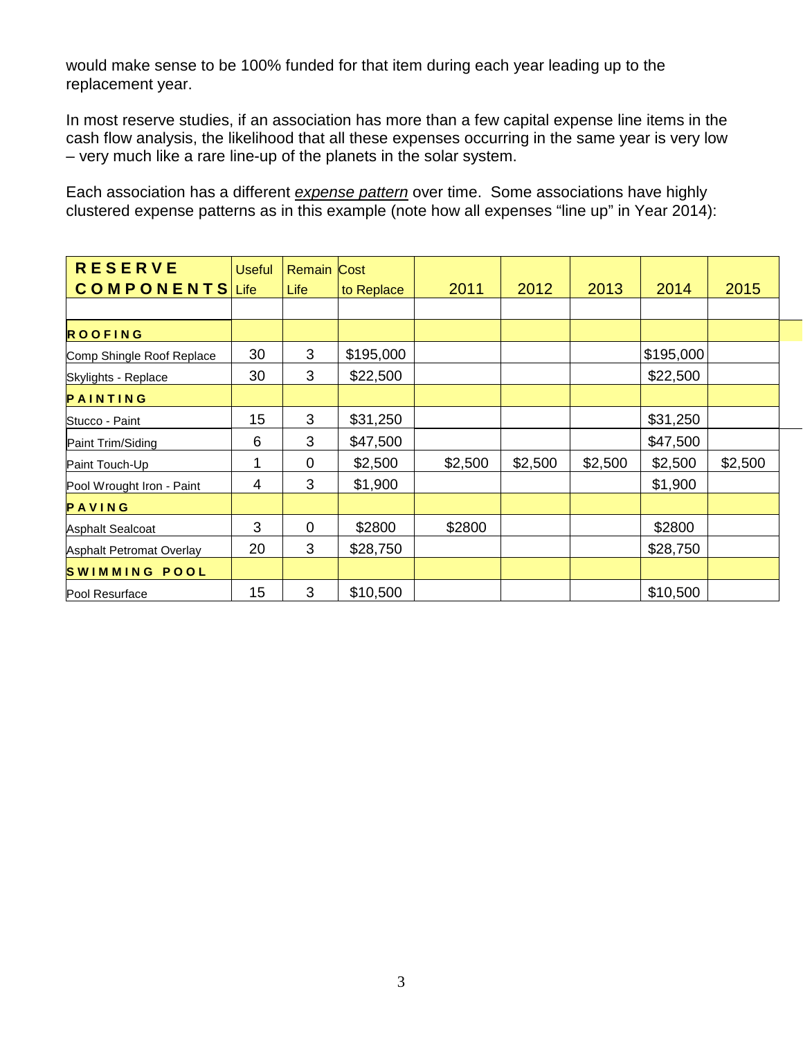would make sense to be 100% funded for that item during each year leading up to the replacement year.

In most reserve studies, if an association has more than a few capital expense line items in the cash flow analysis, the likelihood that all these expenses occurring in the same year is very low – very much like a rare line-up of the planets in the solar system.

Each association has a different *expense pattern* over time. Some associations have highly clustered expense patterns as in this example (note how all expenses "line up" in Year 2014):

| RESERVE COMPONENTS | Useful Life | Remain Life | Cost to Replace | 2011 | 2012 | 2013 | 2014 | 2015 |
|---|---|---|---|---|---|---|---|---|
| | | | | | | | | |
| **ROOFING** | | | | | | | | |
| Comp Shingle Roof Replace | 30 | 3 | $195,000 | | | | $195,000 | |
| Skylights - Replace | 30 | 3 | $22,500 | | | | $22,500 | |
| **PAINTING** | | | | | | | | |
| Stucco - Paint | 15 | 3 | $31,250 | | | | $31,250 | |
| Paint Trim/Siding | 6 | 3 | $47,500 | | | | $47,500 | |
| Paint Touch-Up | 1 | 0 | $2,500 | $2,500 | $2,500 | $2,500 | $2,500 | $2,500 |
| Pool Wrought Iron - Paint | 4 | 3 | $1,900 | | | | $1,900 | |
| **PAVING** | | | | | | | | |
| Asphalt Sealcoat | 3 | 0 | $2800 | $2800 | | | $2800 | |
| Asphalt Petromat Overlay | 20 | 3 | $28,750 | | | | $28,750 | |
| **SWIMMING POOL** | | | | | | | | |
| Pool Resurface | 15 | 3 | $10,500 | | | | $10,500 | |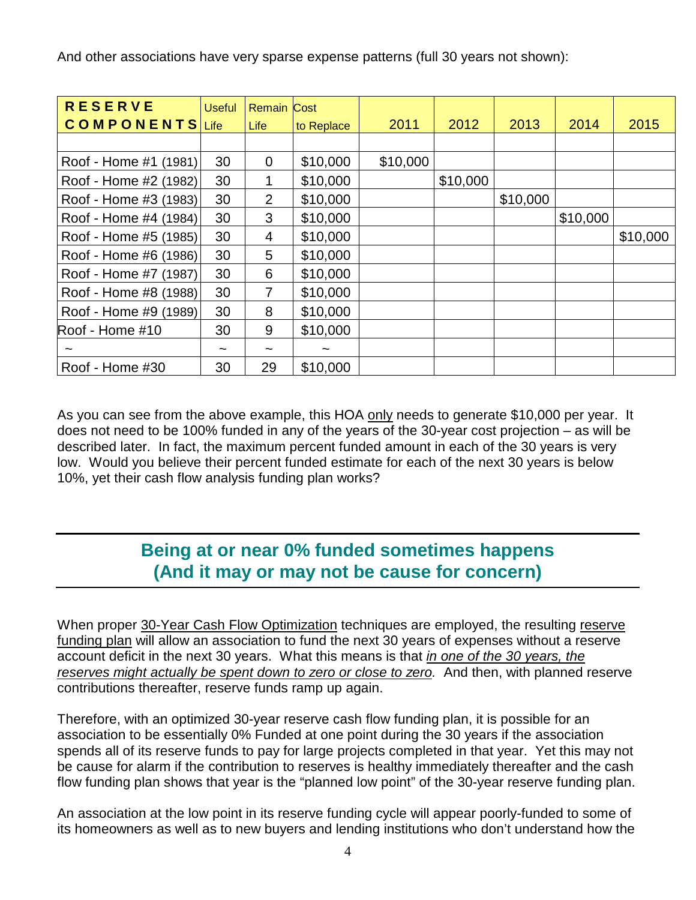And other associations have very sparse expense patterns (full 30 years not shown):

| RESERVE COMPONENTS | Useful Life | Remain Life | Cost to Replace | 2011 | 2012 | 2013 | 2014 | 2015 |
|---|---|---|---|---|---|---|---|---|
| | | | | | | | | |
| Roof - Home #1 (1981) | 30 | 0 | $10,000 | $10,000 | | | | |
| Roof - Home #2 (1982) | 30 | 1 | $10,000 | | $10,000 | | | |
| Roof - Home #3 (1983) | 30 | 2 | $10,000 | | | $10,000 | | |
| Roof - Home #4 (1984) | 30 | 3 | $10,000 | | | | $10,000 | |
| Roof - Home #5 (1985) | 30 | 4 | $10,000 | | | | | $10,000 |
| Roof - Home #6 (1986) | 30 | 5 | $10,000 | | | | | |
| Roof - Home #7 (1987) | 30 | 6 | $10,000 | | | | | |
| Roof - Home #8 (1988) | 30 | 7 | $10,000 | | | | | |
| Roof - Home #9 (1989) | 30 | 8 | $10,000 | | | | | |
| Roof - Home #10 | 30 | 9 | $10,000 | | | | | |
| ~ | ~ | ~ | ~ | | | | | |
| Roof - Home #30 | 30 | 29 | $10,000 | | | | | |

As you can see from the above example, this HOA only needs to generate $10,000 per year. It does not need to be 100% funded in any of the years of the 30-year cost projection – as will be described later. In fact, the maximum percent funded amount in each of the 30 years is very low. Would you believe their percent funded estimate for each of the next 30 years is below 10%, yet their cash flow analysis funding plan works?

## Being at or near 0% funded sometimes happens (And it may or may not be cause for concern)

When proper 30-Year Cash Flow Optimization techniques are employed, the resulting reserve funding plan will allow an association to fund the next 30 years of expenses without a reserve account deficit in the next 30 years. What this means is that *in one of the 30 years, the reserves might actually be spent down to zero or close to zero.* And then, with planned reserve contributions thereafter, reserve funds ramp up again.

Therefore, with an optimized 30-year reserve cash flow funding plan, it is possible for an association to be essentially 0% Funded at one point during the 30 years if the association spends all of its reserve funds to pay for large projects completed in that year. Yet this may not be cause for alarm if the contribution to reserves is healthy immediately thereafter and the cash flow funding plan shows that year is the "planned low point" of the 30-year reserve funding plan.

An association at the low point in its reserve funding cycle will appear poorly-funded to some of its homeowners as well as to new buyers and lending institutions who don't understand how the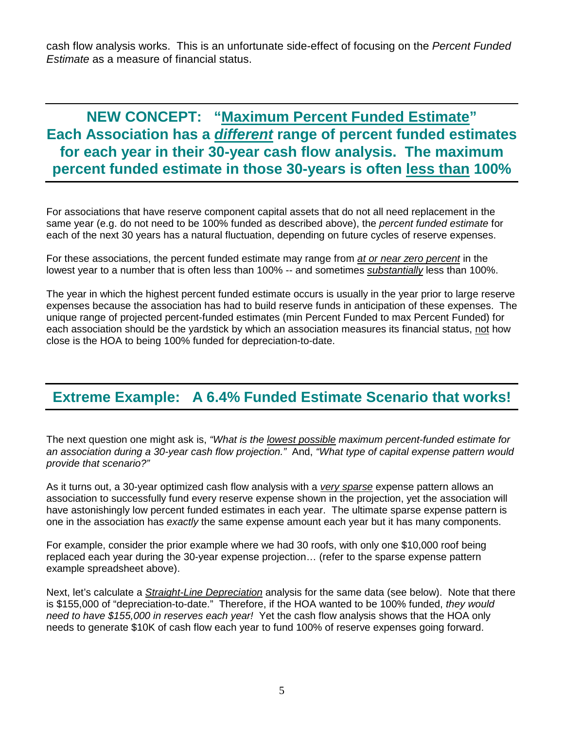cash flow analysis works. This is an unfortunate side-effect of focusing on the *Percent Funded Estimate* as a measure of financial status.

## NEW CONCEPT: "Maximum Percent Funded Estimate" Each Association has a ***different*** range of percent funded estimates for each year in their 30-year cash flow analysis. The maximum percent funded estimate in those 30-years is often less than 100%

For associations that have reserve component capital assets that do not all need replacement in the same year (e.g. do not need to be 100% funded as described above), the *percent funded estimate* for each of the next 30 years has a natural fluctuation, depending on future cycles of reserve expenses.

For these associations, the percent funded estimate may range from *at or near zero percent* in the lowest year to a number that is often less than 100% -- and sometimes *substantially* less than 100%.

The year in which the highest percent funded estimate occurs is usually in the year prior to large reserve expenses because the association has had to build reserve funds in anticipation of these expenses. The unique range of projected percent-funded estimates (min Percent Funded to max Percent Funded) for each association should be the yardstick by which an association measures its financial status, not how close is the HOA to being 100% funded for depreciation-to-date.

## Extreme Example: A 6.4% Funded Estimate Scenario that works!

The next question one might ask is, *"What is the lowest possible maximum percent-funded estimate for an association during a 30-year cash flow projection."* And, *"What type of capital expense pattern would provide that scenario?"*

As it turns out, a 30-year optimized cash flow analysis with a *very sparse* expense pattern allows an association to successfully fund every reserve expense shown in the projection, yet the association will have astonishingly low percent funded estimates in each year. The ultimate sparse expense pattern is one in the association has *exactly* the same expense amount each year but it has many components.

For example, consider the prior example where we had 30 roofs, with only one $10,000 roof being replaced each year during the 30-year expense projection… (refer to the sparse expense pattern example spreadsheet above).

Next, let's calculate a *Straight-Line Depreciation* analysis for the same data (see below). Note that there is $155,000 of "depreciation-to-date." Therefore, if the HOA wanted to be 100% funded, *they would need to have $155,000 in reserves each year!* Yet the cash flow analysis shows that the HOA only needs to generate $10K of cash flow each year to fund 100% of reserve expenses going forward.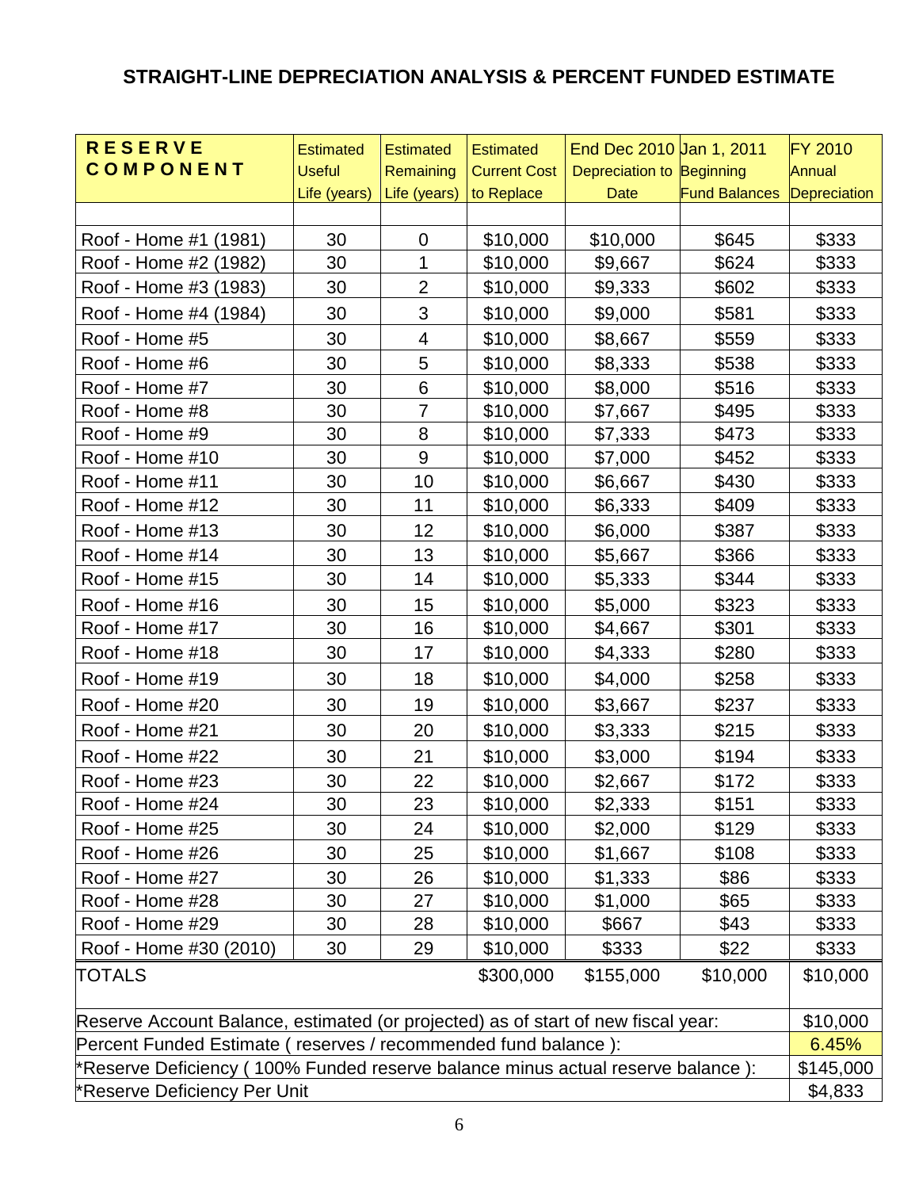# STRAIGHT-LINE DEPRECIATION ANALYSIS & PERCENT FUNDED ESTIMATE

| RESERVE COMPONENT | Estimated Useful Life (years) | Estimated Remaining Life (years) | Estimated Current Cost to Replace | End Dec 2010 Depreciation to Date | Jan 1, 2011 Beginning Fund Balances | FY 2010 Annual Depreciation |
|---|---|---|---|---|---|---|
| | | | | | | |
| Roof - Home #1 (1981) | 30 | 0 | $10,000 | $10,000 | $645 | $333 |
| Roof - Home #2 (1982) | 30 | 1 | $10,000 | $9,667 | $624 | $333 |
| Roof - Home #3 (1983) | 30 | 2 | $10,000 | $9,333 | $602 | $333 |
| Roof - Home #4 (1984) | 30 | 3 | $10,000 | $9,000 | $581 | $333 |
| Roof - Home #5 | 30 | 4 | $10,000 | $8,667 | $559 | $333 |
| Roof - Home #6 | 30 | 5 | $10,000 | $8,333 | $538 | $333 |
| Roof - Home #7 | 30 | 6 | $10,000 | $8,000 | $516 | $333 |
| Roof - Home #8 | 30 | 7 | $10,000 | $7,667 | $495 | $333 |
| Roof - Home #9 | 30 | 8 | $10,000 | $7,333 | $473 | $333 |
| Roof - Home #10 | 30 | 9 | $10,000 | $7,000 | $452 | $333 |
| Roof - Home #11 | 30 | 10 | $10,000 | $6,667 | $430 | $333 |
| Roof - Home #12 | 30 | 11 | $10,000 | $6,333 | $409 | $333 |
| Roof - Home #13 | 30 | 12 | $10,000 | $6,000 | $387 | $333 |
| Roof - Home #14 | 30 | 13 | $10,000 | $5,667 | $366 | $333 |
| Roof - Home #15 | 30 | 14 | $10,000 | $5,333 | $344 | $333 |
| Roof - Home #16 | 30 | 15 | $10,000 | $5,000 | $323 | $333 |
| Roof - Home #17 | 30 | 16 | $10,000 | $4,667 | $301 | $333 |
| Roof - Home #18 | 30 | 17 | $10,000 | $4,333 | $280 | $333 |
| Roof - Home #19 | 30 | 18 | $10,000 | $4,000 | $258 | $333 |
| Roof - Home #20 | 30 | 19 | $10,000 | $3,667 | $237 | $333 |
| Roof - Home #21 | 30 | 20 | $10,000 | $3,333 | $215 | $333 |
| Roof - Home #22 | 30 | 21 | $10,000 | $3,000 | $194 | $333 |
| Roof - Home #23 | 30 | 22 | $10,000 | $2,667 | $172 | $333 |
| Roof - Home #24 | 30 | 23 | $10,000 | $2,333 | $151 | $333 |
| Roof - Home #25 | 30 | 24 | $10,000 | $2,000 | $129 | $333 |
| Roof - Home #26 | 30 | 25 | $10,000 | $1,667 | $108 | $333 |
| Roof - Home #27 | 30 | 26 | $10,000 | $1,333 | $86 | $333 |
| Roof - Home #28 | 30 | 27 | $10,000 | $1,000 | $65 | $333 |
| Roof - Home #29 | 30 | 28 | $10,000 | $667 | $43 | $333 |
| Roof - Home #30 (2010) | 30 | 29 | $10,000 | $333 | $22 | $333 |
| TOTALS | | | $300,000 | $155,000 | $10,000 | $10,000 |
| Reserve Account Balance, estimated (or projected) as of start of new fiscal year: | | | | | | $10,000 |
| Percent Funded Estimate ( reserves / recommended fund balance ): | | | | | | 6.45% |
| *Reserve Deficiency ( 100% Funded reserve balance minus actual reserve balance ): | | | | | | $145,000 |
| *Reserve Deficiency Per Unit | | | | | | $4,833 |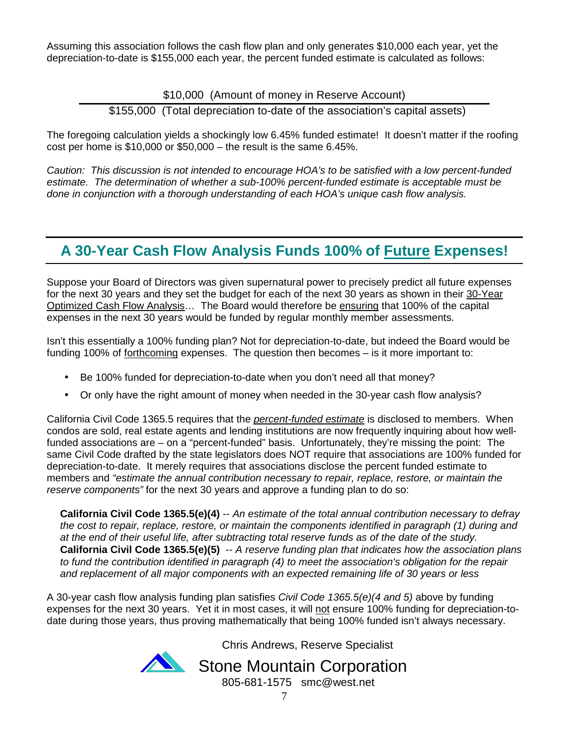Assuming this association follows the cash flow plan and only generates $10,000 each year, yet the depreciation-to-date is $155,000 each year, the percent funded estimate is calculated as follows:

$$\frac{\$10{,}000 \text{ (Amount of money in Reserve Account)}}{\$155{,}000 \text{ (Total depreciation to-date of the association's capital assets)}}$$

The foregoing calculation yields a shockingly low 6.45% funded estimate! It doesn't matter if the roofing cost per home is $10,000 or $50,000 – the result is the same 6.45%.

*Caution: This discussion is not intended to encourage HOA's to be satisfied with a low percent-funded estimate. The determination of whether a sub-100% percent-funded estimate is acceptable must be done in conjunction with a thorough understanding of each HOA's unique cash flow analysis.*

## A 30-Year Cash Flow Analysis Funds 100% of Future Expenses!

Suppose your Board of Directors was given supernatural power to precisely predict all future expenses for the next 30 years and they set the budget for each of the next 30 years as shown in their 30-Year Optimized Cash Flow Analysis… The Board would therefore be ensuring that 100% of the capital expenses in the next 30 years would be funded by regular monthly member assessments.

Isn't this essentially a 100% funding plan? Not for depreciation-to-date, but indeed the Board would be funding 100% of forthcoming expenses. The question then becomes – is it more important to:

- Be 100% funded for depreciation-to-date when you don't need all that money?
- Or only have the right amount of money when needed in the 30-year cash flow analysis?

California Civil Code 1365.5 requires that the *percent-funded estimate* is disclosed to members. When condos are sold, real estate agents and lending institutions are now frequently inquiring about how well-funded associations are – on a "percent-funded" basis. Unfortunately, they're missing the point: The same Civil Code drafted by the state legislators does NOT require that associations are 100% funded for depreciation-to-date. It merely requires that associations disclose the percent funded estimate to members and *"estimate the annual contribution necessary to repair, replace, restore, or maintain the reserve components"* for the next 30 years and approve a funding plan to do so:

> **California Civil Code 1365.5(e)(4)** -- *An estimate of the total annual contribution necessary to defray the cost to repair, replace, restore, or maintain the components identified in paragraph (1) during and at the end of their useful life, after subtracting total reserve funds as of the date of the study.*
> **California Civil Code 1365.5(e)(5)** -- *A reserve funding plan that indicates how the association plans to fund the contribution identified in paragraph (4) to meet the association's obligation for the repair and replacement of all major components with an expected remaining life of 30 years or less*

A 30-year cash flow analysis funding plan satisfies *Civil Code 1365.5(e)(4 and 5)* above by funding expenses for the next 30 years. Yet it in most cases, it will not ensure 100% funding for depreciation-to-date during those years, thus proving mathematically that being 100% funded isn't always necessary.

Chris Andrews, Reserve Specialist

Stone Mountain Corporation

805-681-1575 smc@west.net